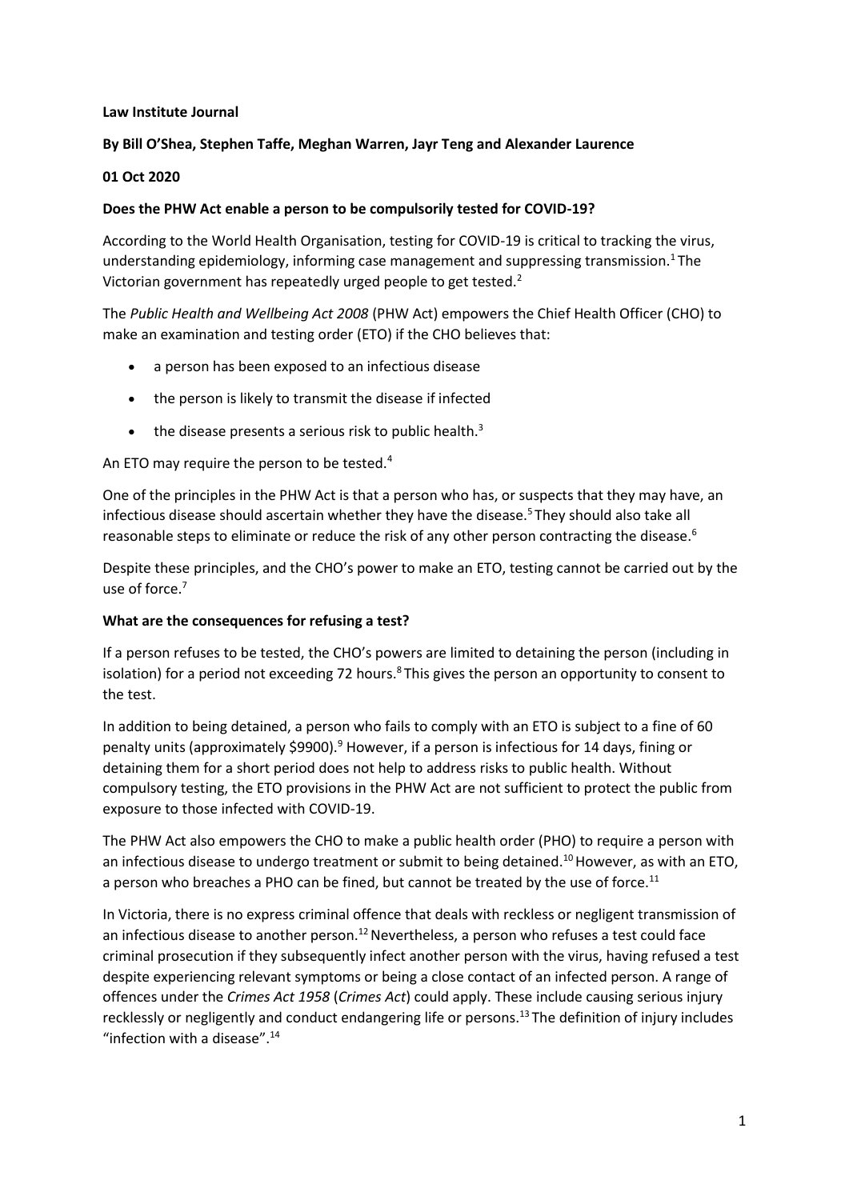**Law Institute Journal**

**By Bill O'Shea, Stephen Taffe, Meghan Warren, Jayr Teng and Alexander Laurence**

**01 Oct 2020**

**Does the PHW Act enable a person to be compulsorily tested for COVID-19?**

According to the World Health Organisation, testing for COVID-19 is critical to tracking the virus, understanding epidemiology, informing case management and suppressing transmission.[1] The Victorian government has repeatedly urged people to get tested.[2]

The *Public Health and Wellbeing Act 2008* (PHW Act) empowers the Chief Health Officer (CHO) to make an examination and testing order (ETO) if the CHO believes that:

- a person has been exposed to an infectious disease
- the person is likely to transmit the disease if infected
- the disease presents a serious risk to public health.[3]

An ETO may require the person to be tested.[4]

One of the principles in the PHW Act is that a person who has, or suspects that they may have, an infectious disease should ascertain whether they have the disease.[5] They should also take all reasonable steps to eliminate or reduce the risk of any other person contracting the disease.[6]

Despite these principles, and the CHO's power to make an ETO, testing cannot be carried out by the use of force.[7]

**What are the consequences for refusing a test?**

If a person refuses to be tested, the CHO's powers are limited to detaining the person (including in isolation) for a period not exceeding 72 hours.[8] This gives the person an opportunity to consent to the test.

In addition to being detained, a person who fails to comply with an ETO is subject to a fine of 60 penalty units (approximately $9900).[9] However, if a person is infectious for 14 days, fining or detaining them for a short period does not help to address risks to public health. Without compulsory testing, the ETO provisions in the PHW Act are not sufficient to protect the public from exposure to those infected with COVID-19.

The PHW Act also empowers the CHO to make a public health order (PHO) to require a person with an infectious disease to undergo treatment or submit to being detained.[10] However, as with an ETO, a person who breaches a PHO can be fined, but cannot be treated by the use of force.[11]

In Victoria, there is no express criminal offence that deals with reckless or negligent transmission of an infectious disease to another person.[12] Nevertheless, a person who refuses a test could face criminal prosecution if they subsequently infect another person with the virus, having refused a test despite experiencing relevant symptoms or being a close contact of an infected person. A range of offences under the *Crimes Act 1958* (*Crimes Act*) could apply. These include causing serious injury recklessly or negligently and conduct endangering life or persons.[13] The definition of injury includes "infection with a disease".[14]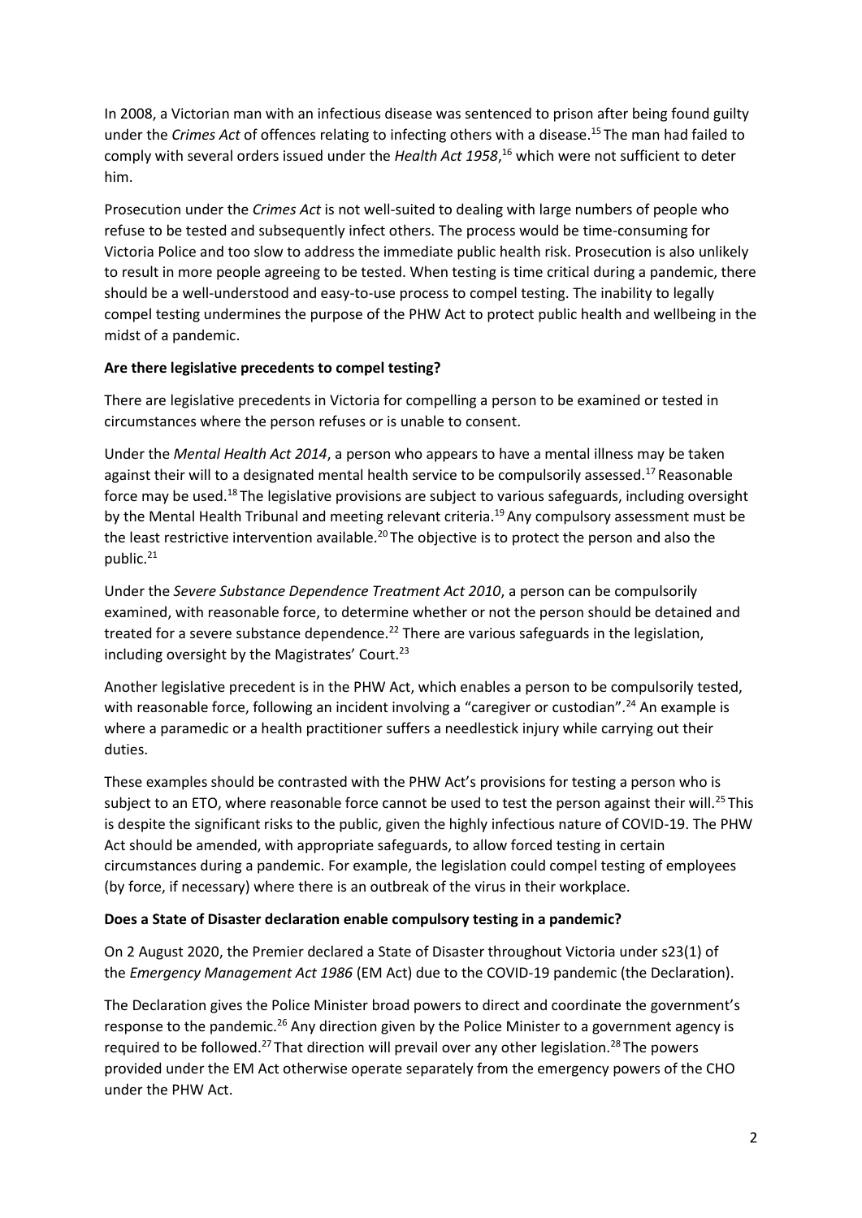In 2008, a Victorian man with an infectious disease was sentenced to prison after being found guilty under the *Crimes Act* of offences relating to infecting others with a disease.[15] The man had failed to comply with several orders issued under the *Health Act 1958*,[16] which were not sufficient to deter him.

Prosecution under the *Crimes Act* is not well-suited to dealing with large numbers of people who refuse to be tested and subsequently infect others. The process would be time-consuming for Victoria Police and too slow to address the immediate public health risk. Prosecution is also unlikely to result in more people agreeing to be tested. When testing is time critical during a pandemic, there should be a well-understood and easy-to-use process to compel testing. The inability to legally compel testing undermines the purpose of the PHW Act to protect public health and wellbeing in the midst of a pandemic.

**Are there legislative precedents to compel testing?**

There are legislative precedents in Victoria for compelling a person to be examined or tested in circumstances where the person refuses or is unable to consent.

Under the *Mental Health Act 2014*, a person who appears to have a mental illness may be taken against their will to a designated mental health service to be compulsorily assessed.[17] Reasonable force may be used.[18] The legislative provisions are subject to various safeguards, including oversight by the Mental Health Tribunal and meeting relevant criteria.[19] Any compulsory assessment must be the least restrictive intervention available.[20] The objective is to protect the person and also the public.[21]

Under the *Severe Substance Dependence Treatment Act 2010*, a person can be compulsorily examined, with reasonable force, to determine whether or not the person should be detained and treated for a severe substance dependence.[22] There are various safeguards in the legislation, including oversight by the Magistrates' Court.[23]

Another legislative precedent is in the PHW Act, which enables a person to be compulsorily tested, with reasonable force, following an incident involving a "caregiver or custodian".[24] An example is where a paramedic or a health practitioner suffers a needlestick injury while carrying out their duties.

These examples should be contrasted with the PHW Act's provisions for testing a person who is subject to an ETO, where reasonable force cannot be used to test the person against their will.[25] This is despite the significant risks to the public, given the highly infectious nature of COVID-19. The PHW Act should be amended, with appropriate safeguards, to allow forced testing in certain circumstances during a pandemic. For example, the legislation could compel testing of employees (by force, if necessary) where there is an outbreak of the virus in their workplace.

**Does a State of Disaster declaration enable compulsory testing in a pandemic?**

On 2 August 2020, the Premier declared a State of Disaster throughout Victoria under s23(1) of the *Emergency Management Act 1986* (EM Act) due to the COVID-19 pandemic (the Declaration).

The Declaration gives the Police Minister broad powers to direct and coordinate the government's response to the pandemic.[26] Any direction given by the Police Minister to a government agency is required to be followed.[27] That direction will prevail over any other legislation.[28] The powers provided under the EM Act otherwise operate separately from the emergency powers of the CHO under the PHW Act.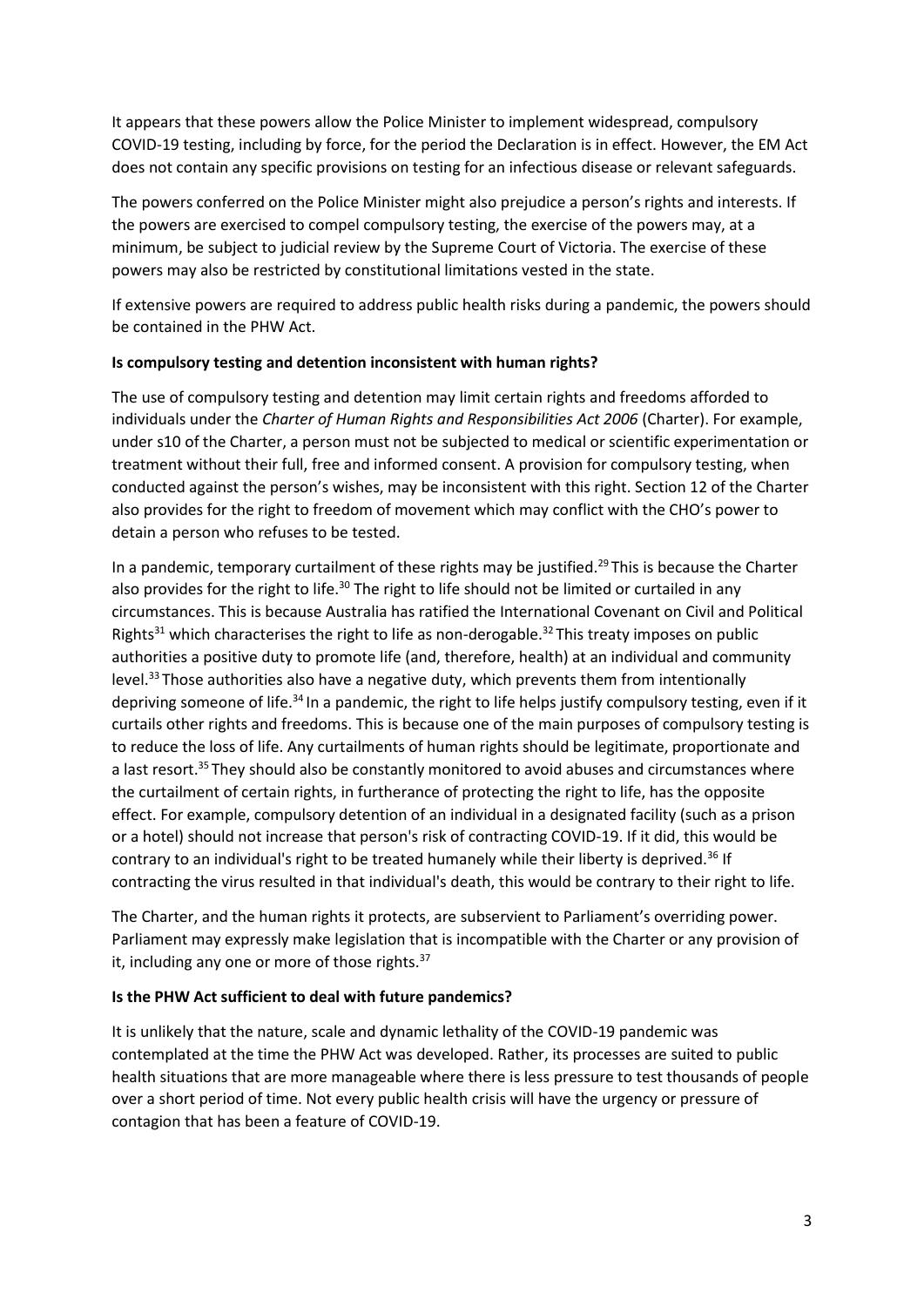It appears that these powers allow the Police Minister to implement widespread, compulsory COVID-19 testing, including by force, for the period the Declaration is in effect. However, the EM Act does not contain any specific provisions on testing for an infectious disease or relevant safeguards.

The powers conferred on the Police Minister might also prejudice a person's rights and interests. If the powers are exercised to compel compulsory testing, the exercise of the powers may, at a minimum, be subject to judicial review by the Supreme Court of Victoria. The exercise of these powers may also be restricted by constitutional limitations vested in the state.

If extensive powers are required to address public health risks during a pandemic, the powers should be contained in the PHW Act.

**Is compulsory testing and detention inconsistent with human rights?**

The use of compulsory testing and detention may limit certain rights and freedoms afforded to individuals under the *Charter of Human Rights and Responsibilities Act 2006* (Charter). For example, under s10 of the Charter, a person must not be subjected to medical or scientific experimentation or treatment without their full, free and informed consent. A provision for compulsory testing, when conducted against the person's wishes, may be inconsistent with this right. Section 12 of the Charter also provides for the right to freedom of movement which may conflict with the CHO's power to detain a person who refuses to be tested.

In a pandemic, temporary curtailment of these rights may be justified.[29] This is because the Charter also provides for the right to life.[30] The right to life should not be limited or curtailed in any circumstances. This is because Australia has ratified the International Covenant on Civil and Political Rights[31] which characterises the right to life as non-derogable.[32] This treaty imposes on public authorities a positive duty to promote life (and, therefore, health) at an individual and community level.[33] Those authorities also have a negative duty, which prevents them from intentionally depriving someone of life.[34] In a pandemic, the right to life helps justify compulsory testing, even if it curtails other rights and freedoms. This is because one of the main purposes of compulsory testing is to reduce the loss of life. Any curtailments of human rights should be legitimate, proportionate and a last resort.[35] They should also be constantly monitored to avoid abuses and circumstances where the curtailment of certain rights, in furtherance of protecting the right to life, has the opposite effect. For example, compulsory detention of an individual in a designated facility (such as a prison or a hotel) should not increase that person's risk of contracting COVID-19. If it did, this would be contrary to an individual's right to be treated humanely while their liberty is deprived.[36] If contracting the virus resulted in that individual's death, this would be contrary to their right to life.

The Charter, and the human rights it protects, are subservient to Parliament's overriding power. Parliament may expressly make legislation that is incompatible with the Charter or any provision of it, including any one or more of those rights.[37]

**Is the PHW Act sufficient to deal with future pandemics?**

It is unlikely that the nature, scale and dynamic lethality of the COVID-19 pandemic was contemplated at the time the PHW Act was developed. Rather, its processes are suited to public health situations that are more manageable where there is less pressure to test thousands of people over a short period of time. Not every public health crisis will have the urgency or pressure of contagion that has been a feature of COVID-19.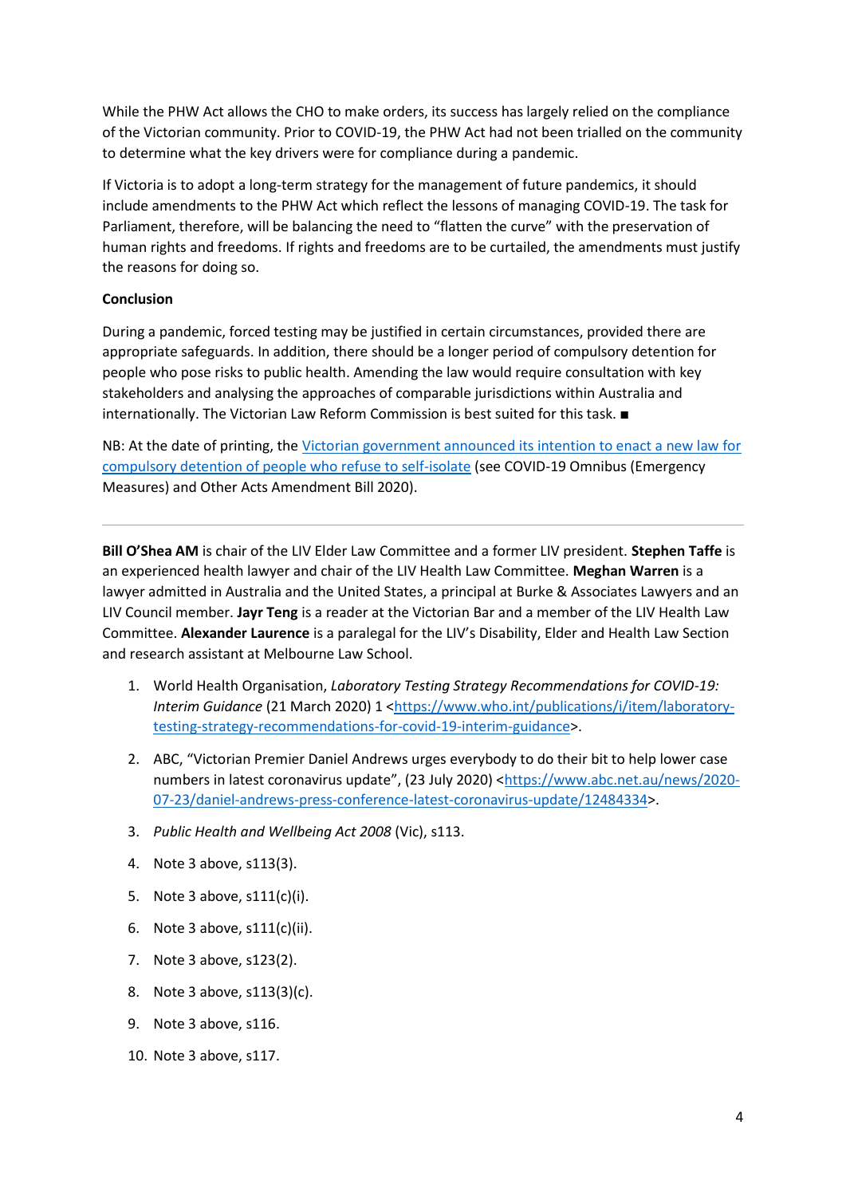While the PHW Act allows the CHO to make orders, its success has largely relied on the compliance of the Victorian community. Prior to COVID-19, the PHW Act had not been trialled on the community to determine what the key drivers were for compliance during a pandemic.

If Victoria is to adopt a long-term strategy for the management of future pandemics, it should include amendments to the PHW Act which reflect the lessons of managing COVID-19. The task for Parliament, therefore, will be balancing the need to "flatten the curve" with the preservation of human rights and freedoms. If rights and freedoms are to be curtailed, the amendments must justify the reasons for doing so.

**Conclusion**

During a pandemic, forced testing may be justified in certain circumstances, provided there are appropriate safeguards. In addition, there should be a longer period of compulsory detention for people who pose risks to public health. Amending the law would require consultation with key stakeholders and analysing the approaches of comparable jurisdictions within Australia and internationally. The Victorian Law Reform Commission is best suited for this task. ■

NB: At the date of printing, the Victorian government announced its intention to enact a new law for compulsory detention of people who refuse to self-isolate (see COVID-19 Omnibus (Emergency Measures) and Other Acts Amendment Bill 2020).

---

**Bill O'Shea AM** is chair of the LIV Elder Law Committee and a former LIV president. **Stephen Taffe** is an experienced health lawyer and chair of the LIV Health Law Committee. **Meghan Warren** is a lawyer admitted in Australia and the United States, a principal at Burke & Associates Lawyers and an LIV Council member. **Jayr Teng** is a reader at the Victorian Bar and a member of the LIV Health Law Committee. **Alexander Laurence** is a paralegal for the LIV's Disability, Elder and Health Law Section and research assistant at Melbourne Law School.

1. World Health Organisation, *Laboratory Testing Strategy Recommendations for COVID-19: Interim Guidance* (21 March 2020) 1 <https://www.who.int/publications/i/item/laboratory-testing-strategy-recommendations-for-covid-19-interim-guidance>.
2. ABC, "Victorian Premier Daniel Andrews urges everybody to do their bit to help lower case numbers in latest coronavirus update", (23 July 2020) <https://www.abc.net.au/news/2020-07-23/daniel-andrews-press-conference-latest-coronavirus-update/12484334>.
3. *Public Health and Wellbeing Act 2008* (Vic), s113.
4. Note 3 above, s113(3).
5. Note 3 above, s111(c)(i).
6. Note 3 above, s111(c)(ii).
7. Note 3 above, s123(2).
8. Note 3 above, s113(3)(c).
9. Note 3 above, s116.
10. Note 3 above, s117.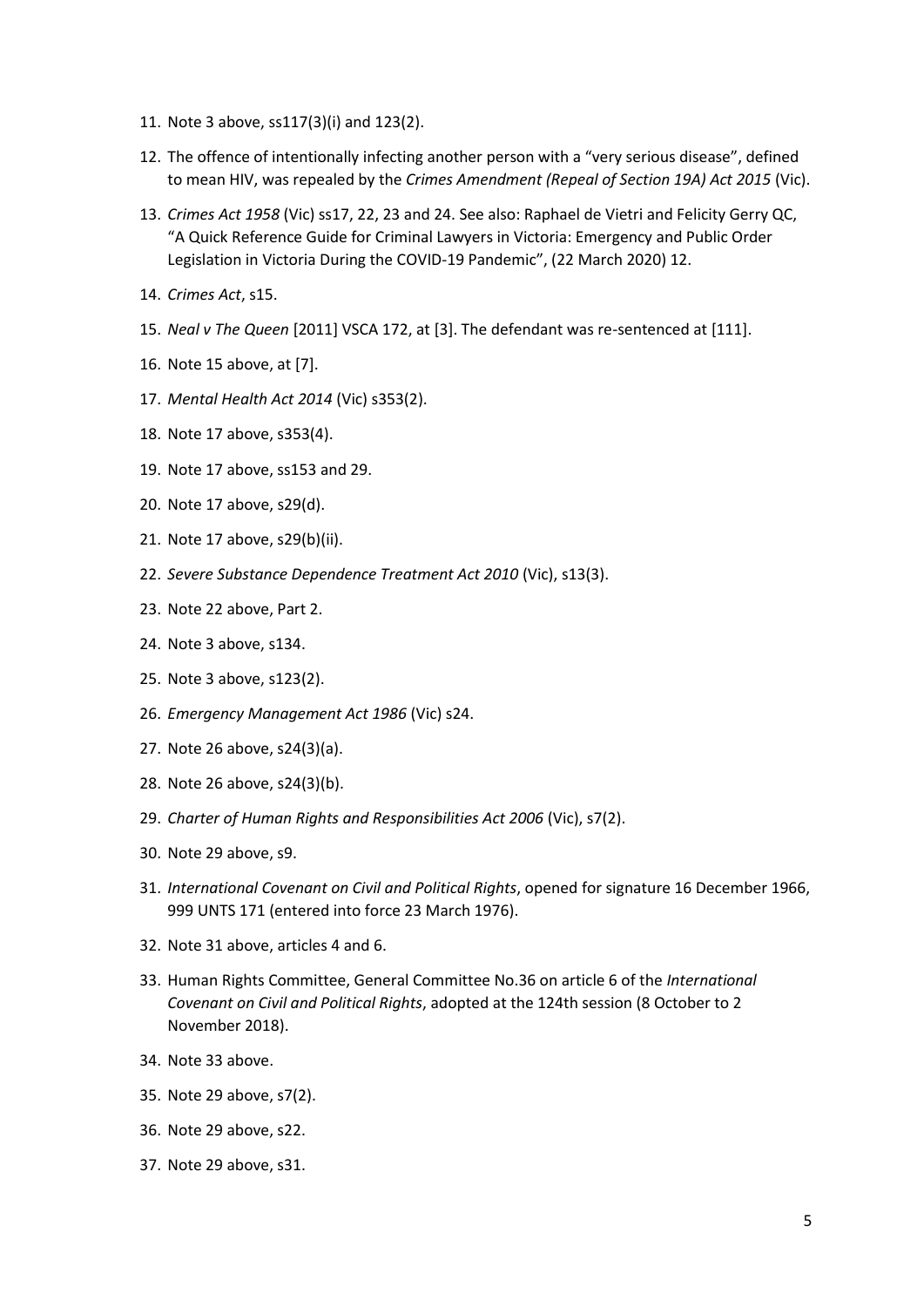11. Note 3 above, ss117(3)(i) and 123(2).
12. The offence of intentionally infecting another person with a "very serious disease", defined to mean HIV, was repealed by the *Crimes Amendment (Repeal of Section 19A) Act 2015* (Vic).
13. *Crimes Act 1958* (Vic) ss17, 22, 23 and 24. See also: Raphael de Vietri and Felicity Gerry QC, "A Quick Reference Guide for Criminal Lawyers in Victoria: Emergency and Public Order Legislation in Victoria During the COVID-19 Pandemic", (22 March 2020) 12.
14. *Crimes Act*, s15.
15. *Neal v The Queen* [2011] VSCA 172, at [3]. The defendant was re-sentenced at [111].
16. Note 15 above, at [7].
17. *Mental Health Act 2014* (Vic) s353(2).
18. Note 17 above, s353(4).
19. Note 17 above, ss153 and 29.
20. Note 17 above, s29(d).
21. Note 17 above, s29(b)(ii).
22. *Severe Substance Dependence Treatment Act 2010* (Vic), s13(3).
23. Note 22 above, Part 2.
24. Note 3 above, s134.
25. Note 3 above, s123(2).
26. *Emergency Management Act 1986* (Vic) s24.
27. Note 26 above, s24(3)(a).
28. Note 26 above, s24(3)(b).
29. *Charter of Human Rights and Responsibilities Act 2006* (Vic), s7(2).
30. Note 29 above, s9.
31. *International Covenant on Civil and Political Rights*, opened for signature 16 December 1966, 999 UNTS 171 (entered into force 23 March 1976).
32. Note 31 above, articles 4 and 6.
33. Human Rights Committee, General Committee No.36 on article 6 of the *International Covenant on Civil and Political Rights*, adopted at the 124th session (8 October to 2 November 2018).
34. Note 33 above.
35. Note 29 above, s7(2).
36. Note 29 above, s22.
37. Note 29 above, s31.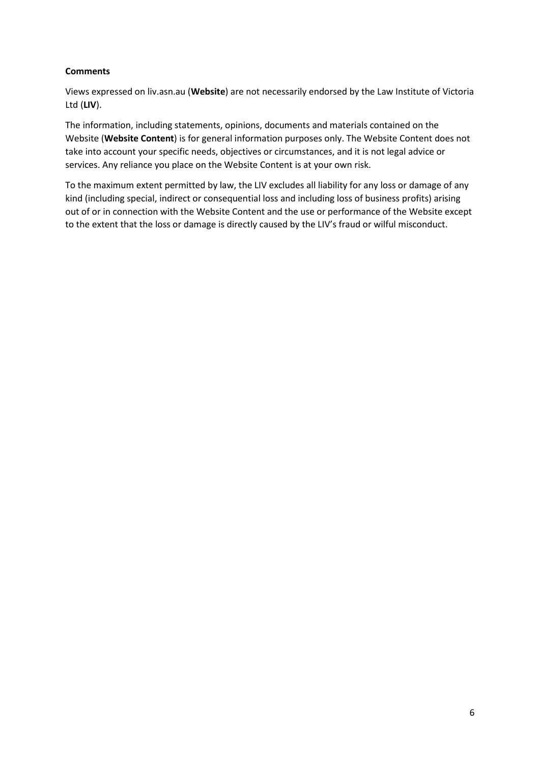**Comments**

Views expressed on liv.asn.au (**Website**) are not necessarily endorsed by the Law Institute of Victoria Ltd (**LIV**).

The information, including statements, opinions, documents and materials contained on the Website (**Website Content**) is for general information purposes only. The Website Content does not take into account your specific needs, objectives or circumstances, and it is not legal advice or services. Any reliance you place on the Website Content is at your own risk.

To the maximum extent permitted by law, the LIV excludes all liability for any loss or damage of any kind (including special, indirect or consequential loss and including loss of business profits) arising out of or in connection with the Website Content and the use or performance of the Website except to the extent that the loss or damage is directly caused by the LIV's fraud or wilful misconduct.